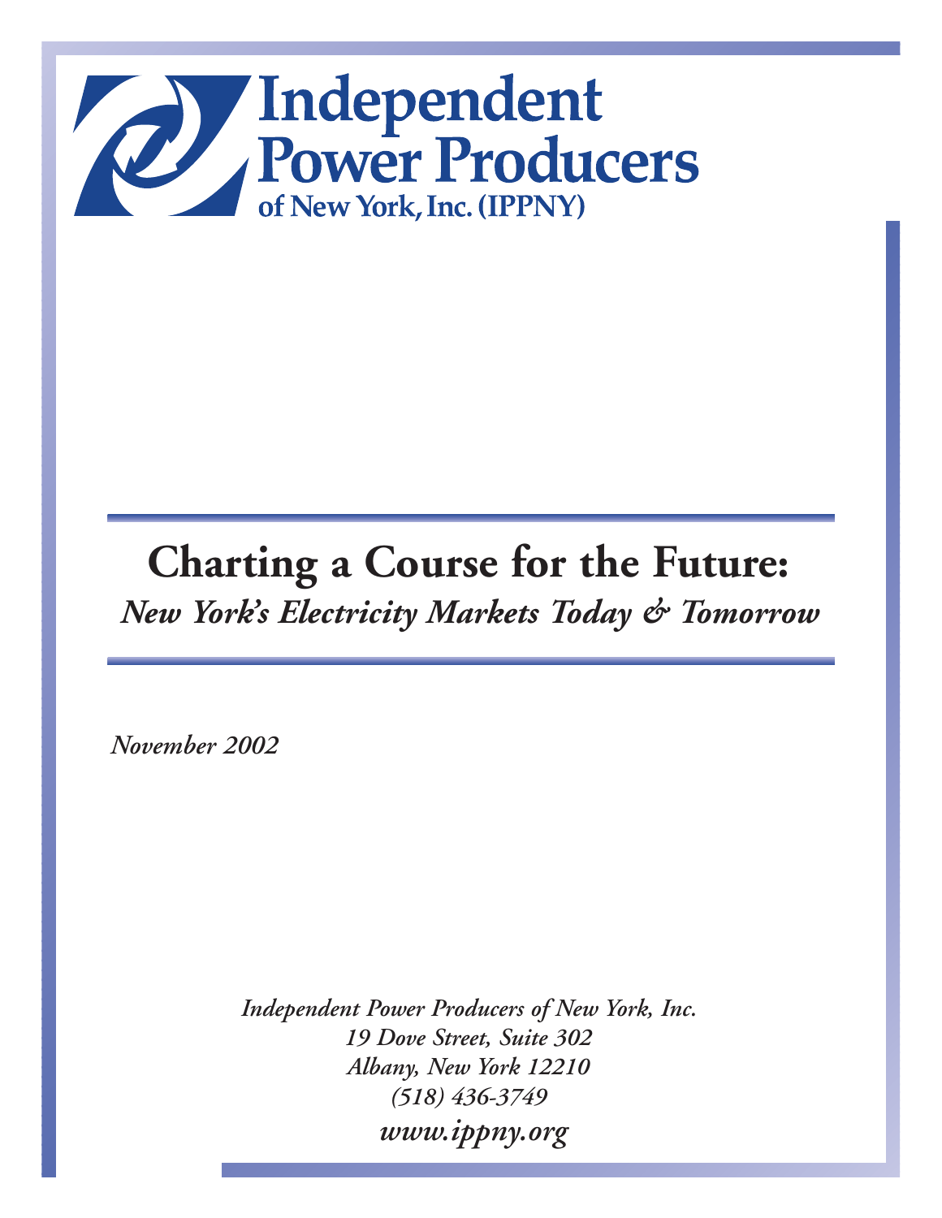Independent Power Producers of New York, Inc. (IPPNY)

# Charting a Course for the Future:

## *New York's Electricity Markets Today & Tomorrow*

*November 2002*

*Independent Power Producers of New York, Inc.*
*19 Dove Street, Suite 302*
*Albany, New York 12210*
*(518) 436-3749*
*www.ippny.org*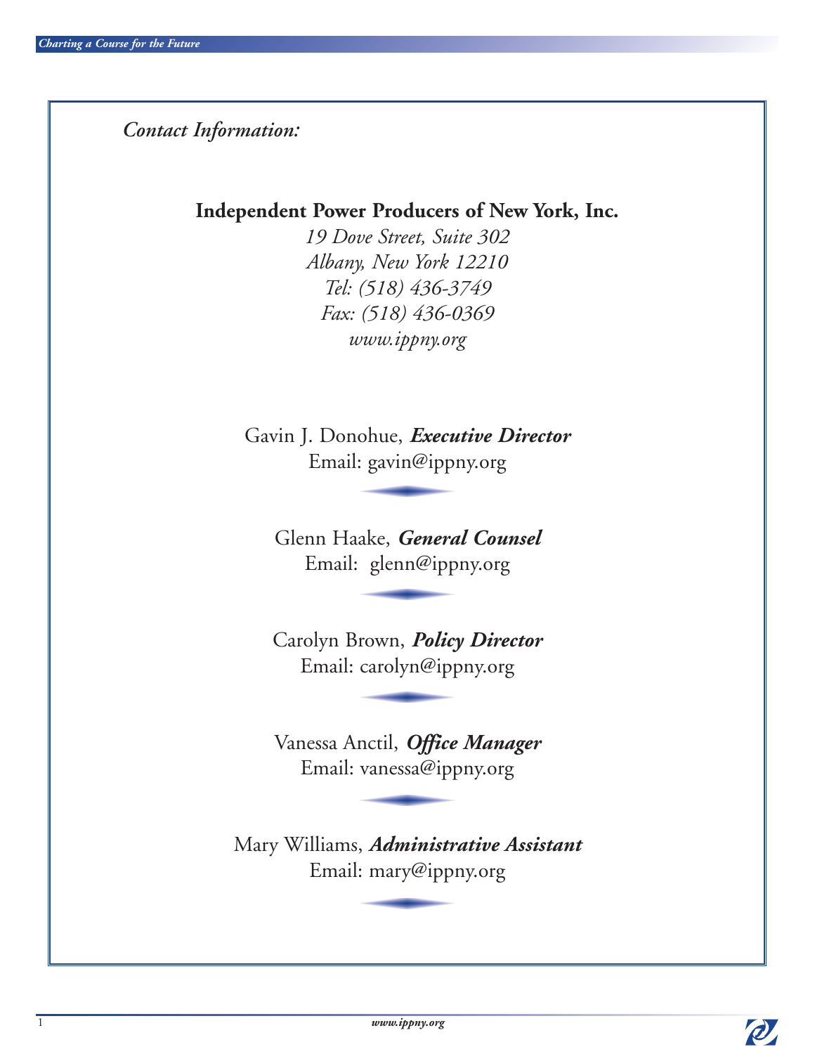*Contact Information:*

**Independent Power Producers of New York, Inc.**

*19 Dove Street, Suite 302*
*Albany, New York 12210*
*Tel: (518) 436-3749*
*Fax: (518) 436-0369*
*www.ippny.org*

Gavin J. Donohue, ***Executive Director***
Email: gavin@ippny.org

Glenn Haake, ***General Counsel***
Email: glenn@ippny.org

Carolyn Brown, ***Policy Director***
Email: carolyn@ippny.org

Vanessa Anctil, ***Office Manager***
Email: vanessa@ippny.org

Mary Williams, ***Administrative Assistant***
Email: mary@ippny.org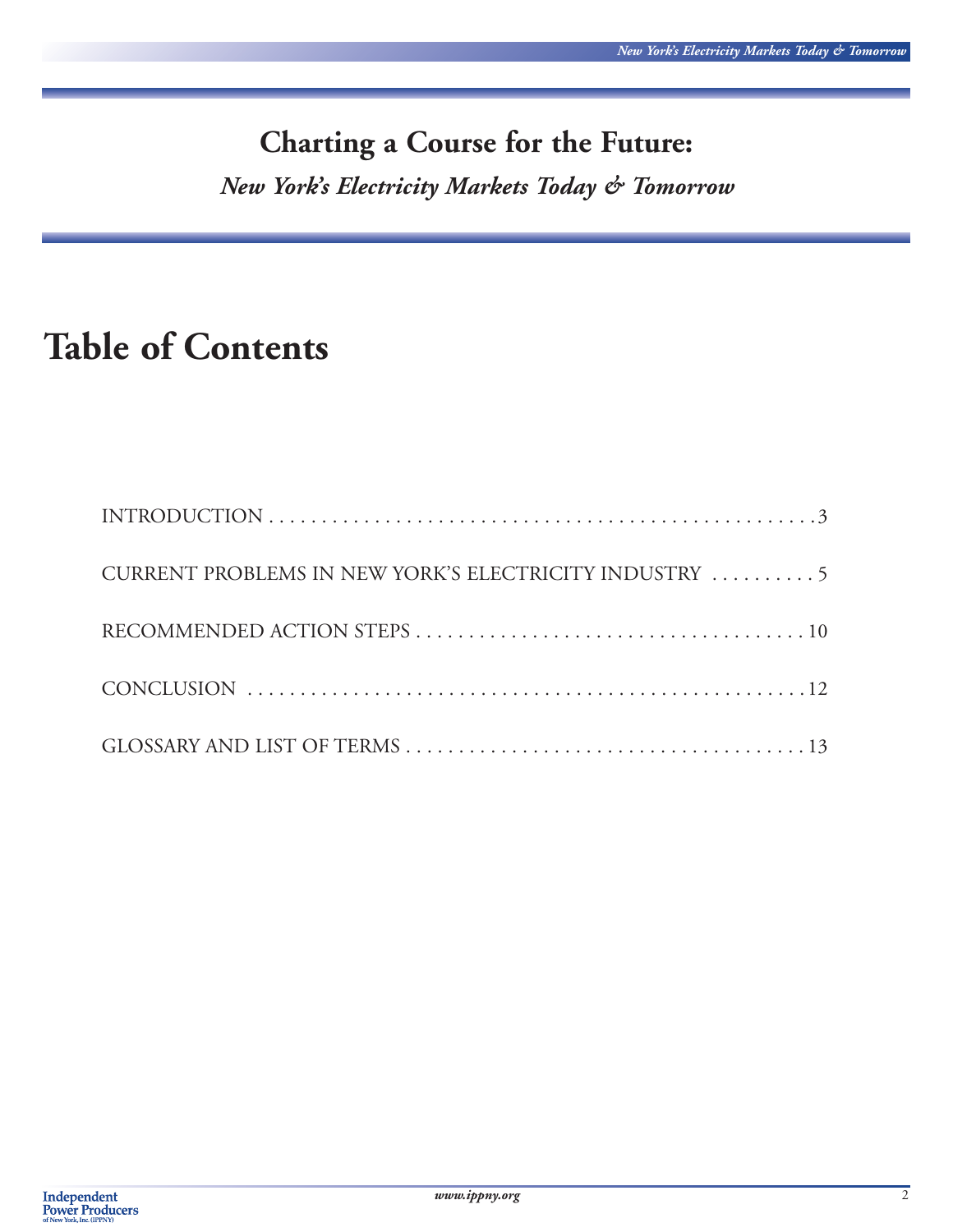# Charting a Course for the Future:

*New York's Electricity Markets Today & Tomorrow*

## Table of Contents

INTRODUCTION . . . . . . . . . . . . . . . . . . . . . . . . . . . . . . . . . . . . . . . . . . . . . . . . . . . . .3

CURRENT PROBLEMS IN NEW YORK'S ELECTRICITY INDUSTRY . . . . . . . . . . 5

RECOMMENDED ACTION STEPS . . . . . . . . . . . . . . . . . . . . . . . . . . . . . . . . . . . . . 10

CONCLUSION . . . . . . . . . . . . . . . . . . . . . . . . . . . . . . . . . . . . . . . . . . . . . . . . . . . . 12

GLOSSARY AND LIST OF TERMS . . . . . . . . . . . . . . . . . . . . . . . . . . . . . . . . . . . . . . 13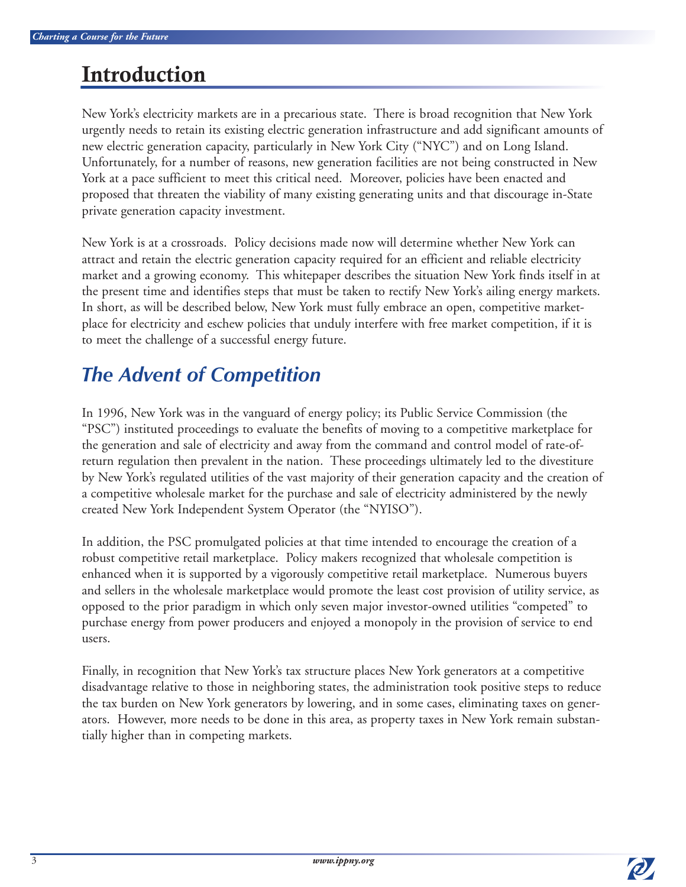# Introduction

New York's electricity markets are in a precarious state. There is broad recognition that New York urgently needs to retain its existing electric generation infrastructure and add significant amounts of new electric generation capacity, particularly in New York City ("NYC") and on Long Island. Unfortunately, for a number of reasons, new generation facilities are not being constructed in New York at a pace sufficient to meet this critical need. Moreover, policies have been enacted and proposed that threaten the viability of many existing generating units and that discourage in-State private generation capacity investment.

New York is at a crossroads. Policy decisions made now will determine whether New York can attract and retain the electric generation capacity required for an efficient and reliable electricity market and a growing economy. This whitepaper describes the situation New York finds itself in at the present time and identifies steps that must be taken to rectify New York's ailing energy markets. In short, as will be described below, New York must fully embrace an open, competitive marketplace for electricity and eschew policies that unduly interfere with free market competition, if it is to meet the challenge of a successful energy future.

## *The Advent of Competition*

In 1996, New York was in the vanguard of energy policy; its Public Service Commission (the "PSC") instituted proceedings to evaluate the benefits of moving to a competitive marketplace for the generation and sale of electricity and away from the command and control model of rate-of-return regulation then prevalent in the nation. These proceedings ultimately led to the divestiture by New York's regulated utilities of the vast majority of their generation capacity and the creation of a competitive wholesale market for the purchase and sale of electricity administered by the newly created New York Independent System Operator (the "NYISO").

In addition, the PSC promulgated policies at that time intended to encourage the creation of a robust competitive retail marketplace. Policy makers recognized that wholesale competition is enhanced when it is supported by a vigorously competitive retail marketplace. Numerous buyers and sellers in the wholesale marketplace would promote the least cost provision of utility service, as opposed to the prior paradigm in which only seven major investor-owned utilities "competed" to purchase energy from power producers and enjoyed a monopoly in the provision of service to end users.

Finally, in recognition that New York's tax structure places New York generators at a competitive disadvantage relative to those in neighboring states, the administration took positive steps to reduce the tax burden on New York generators by lowering, and in some cases, eliminating taxes on generators. However, more needs to be done in this area, as property taxes in New York remain substantially higher than in competing markets.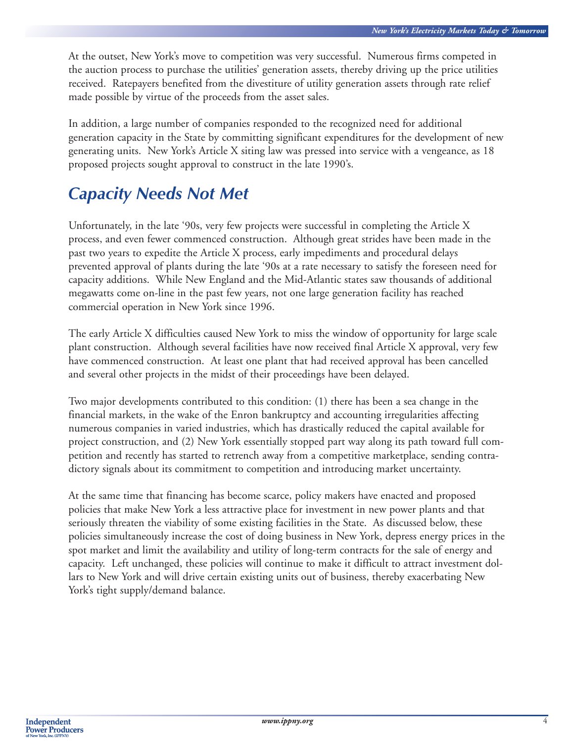At the outset, New York's move to competition was very successful. Numerous firms competed in the auction process to purchase the utilities' generation assets, thereby driving up the price utilities received. Ratepayers benefited from the divestiture of utility generation assets through rate relief made possible by virtue of the proceeds from the asset sales.

In addition, a large number of companies responded to the recognized need for additional generation capacity in the State by committing significant expenditures for the development of new generating units. New York's Article X siting law was pressed into service with a vengeance, as 18 proposed projects sought approval to construct in the late 1990's.

## *Capacity Needs Not Met*

Unfortunately, in the late '90s, very few projects were successful in completing the Article X process, and even fewer commenced construction. Although great strides have been made in the past two years to expedite the Article X process, early impediments and procedural delays prevented approval of plants during the late '90s at a rate necessary to satisfy the foreseen need for capacity additions. While New England and the Mid-Atlantic states saw thousands of additional megawatts come on-line in the past few years, not one large generation facility has reached commercial operation in New York since 1996.

The early Article X difficulties caused New York to miss the window of opportunity for large scale plant construction. Although several facilities have now received final Article X approval, very few have commenced construction. At least one plant that had received approval has been cancelled and several other projects in the midst of their proceedings have been delayed.

Two major developments contributed to this condition: (1) there has been a sea change in the financial markets, in the wake of the Enron bankruptcy and accounting irregularities affecting numerous companies in varied industries, which has drastically reduced the capital available for project construction, and (2) New York essentially stopped part way along its path toward full competition and recently has started to retrench away from a competitive marketplace, sending contradictory signals about its commitment to competition and introducing market uncertainty.

At the same time that financing has become scarce, policy makers have enacted and proposed policies that make New York a less attractive place for investment in new power plants and that seriously threaten the viability of some existing facilities in the State. As discussed below, these policies simultaneously increase the cost of doing business in New York, depress energy prices in the spot market and limit the availability and utility of long-term contracts for the sale of energy and capacity. Left unchanged, these policies will continue to make it difficult to attract investment dollars to New York and will drive certain existing units out of business, thereby exacerbating New York's tight supply/demand balance.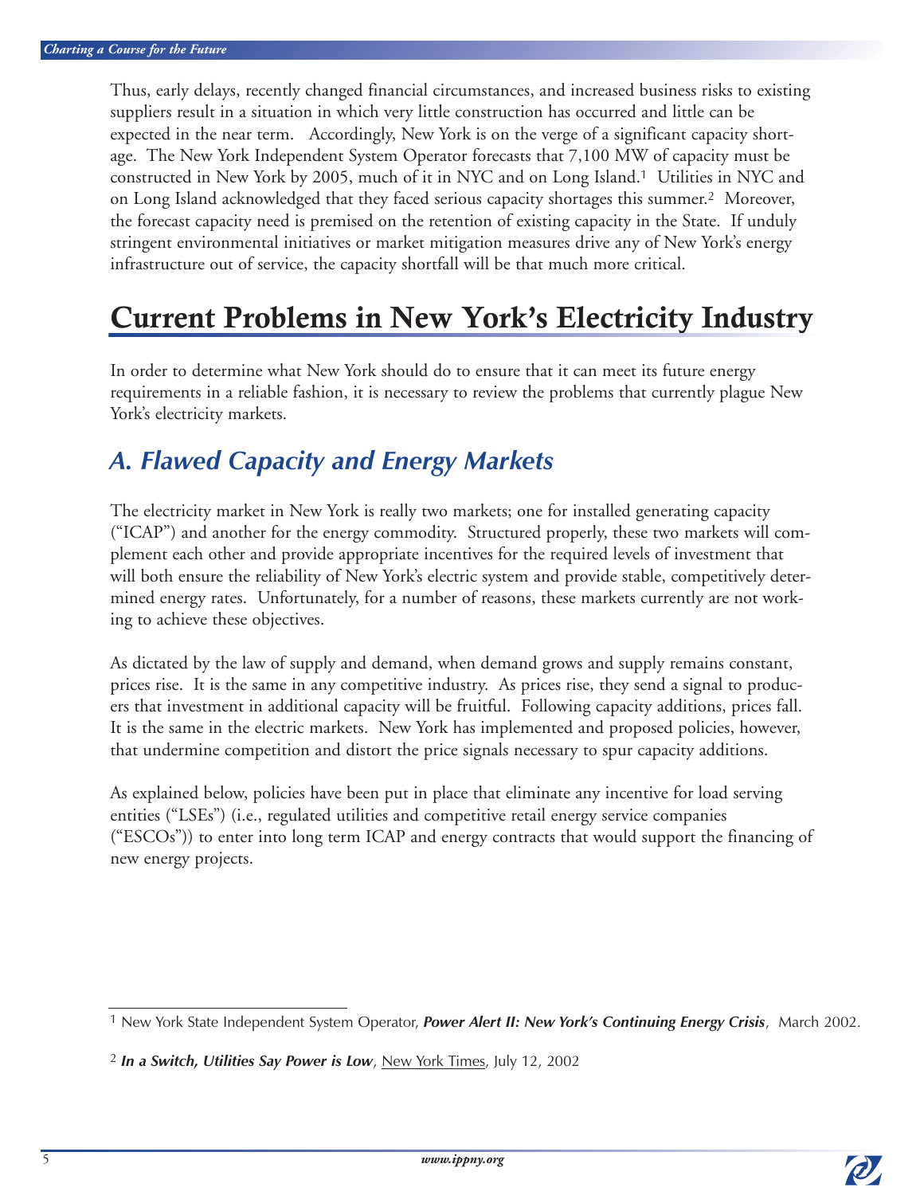Thus, early delays, recently changed financial circumstances, and increased business risks to existing suppliers result in a situation in which very little construction has occurred and little can be expected in the near term. Accordingly, New York is on the verge of a significant capacity shortage. The New York Independent System Operator forecasts that 7,100 MW of capacity must be constructed in New York by 2005, much of it in NYC and on Long Island.[1] Utilities in NYC and on Long Island acknowledged that they faced serious capacity shortages this summer.[2] Moreover, the forecast capacity need is premised on the retention of existing capacity in the State. If unduly stringent environmental initiatives or market mitigation measures drive any of New York's energy infrastructure out of service, the capacity shortfall will be that much more critical.

# Current Problems in New York's Electricity Industry

In order to determine what New York should do to ensure that it can meet its future energy requirements in a reliable fashion, it is necessary to review the problems that currently plague New York's electricity markets.

## *A. Flawed Capacity and Energy Markets*

The electricity market in New York is really two markets; one for installed generating capacity ("ICAP") and another for the energy commodity. Structured properly, these two markets will complement each other and provide appropriate incentives for the required levels of investment that will both ensure the reliability of New York's electric system and provide stable, competitively determined energy rates. Unfortunately, for a number of reasons, these markets currently are not working to achieve these objectives.

As dictated by the law of supply and demand, when demand grows and supply remains constant, prices rise. It is the same in any competitive industry. As prices rise, they send a signal to producers that investment in additional capacity will be fruitful. Following capacity additions, prices fall. It is the same in the electric markets. New York has implemented and proposed policies, however, that undermine competition and distort the price signals necessary to spur capacity additions.

As explained below, policies have been put in place that eliminate any incentive for load serving entities ("LSEs") (i.e., regulated utilities and competitive retail energy service companies ("ESCOs")) to enter into long term ICAP and energy contracts that would support the financing of new energy projects.

---

[1] New York State Independent System Operator, ***Power Alert II: New York's Continuing Energy Crisis***, March 2002.

[2] ***In a Switch, Utilities Say Power is Low***, New York Times, July 12, 2002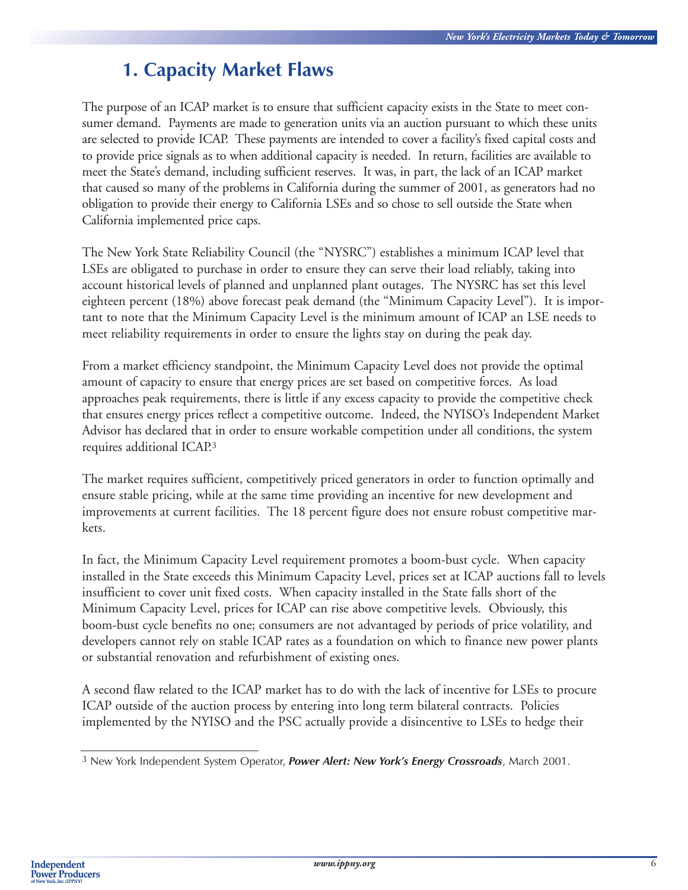# 1. Capacity Market Flaws

The purpose of an ICAP market is to ensure that sufficient capacity exists in the State to meet consumer demand. Payments are made to generation units via an auction pursuant to which these units are selected to provide ICAP. These payments are intended to cover a facility's fixed capital costs and to provide price signals as to when additional capacity is needed. In return, facilities are available to meet the State's demand, including sufficient reserves. It was, in part, the lack of an ICAP market that caused so many of the problems in California during the summer of 2001, as generators had no obligation to provide their energy to California LSEs and so chose to sell outside the State when California implemented price caps.

The New York State Reliability Council (the "NYSRC") establishes a minimum ICAP level that LSEs are obligated to purchase in order to ensure they can serve their load reliably, taking into account historical levels of planned and unplanned plant outages. The NYSRC has set this level eighteen percent (18%) above forecast peak demand (the "Minimum Capacity Level"). It is important to note that the Minimum Capacity Level is the minimum amount of ICAP an LSE needs to meet reliability requirements in order to ensure the lights stay on during the peak day.

From a market efficiency standpoint, the Minimum Capacity Level does not provide the optimal amount of capacity to ensure that energy prices are set based on competitive forces. As load approaches peak requirements, there is little if any excess capacity to provide the competitive check that ensures energy prices reflect a competitive outcome. Indeed, the NYISO's Independent Market Advisor has declared that in order to ensure workable competition under all conditions, the system requires additional ICAP.[3]

The market requires sufficient, competitively priced generators in order to function optimally and ensure stable pricing, while at the same time providing an incentive for new development and improvements at current facilities. The 18 percent figure does not ensure robust competitive markets.

In fact, the Minimum Capacity Level requirement promotes a boom-bust cycle. When capacity installed in the State exceeds this Minimum Capacity Level, prices set at ICAP auctions fall to levels insufficient to cover unit fixed costs. When capacity installed in the State falls short of the Minimum Capacity Level, prices for ICAP can rise above competitive levels. Obviously, this boom-bust cycle benefits no one; consumers are not advantaged by periods of price volatility, and developers cannot rely on stable ICAP rates as a foundation on which to finance new power plants or substantial renovation and refurbishment of existing ones.

A second flaw related to the ICAP market has to do with the lack of incentive for LSEs to procure ICAP outside of the auction process by entering into long term bilateral contracts. Policies implemented by the NYISO and the PSC actually provide a disincentive to LSEs to hedge their

[3] New York Independent System Operator, ***Power Alert: New York's Energy Crossroads***, March 2001.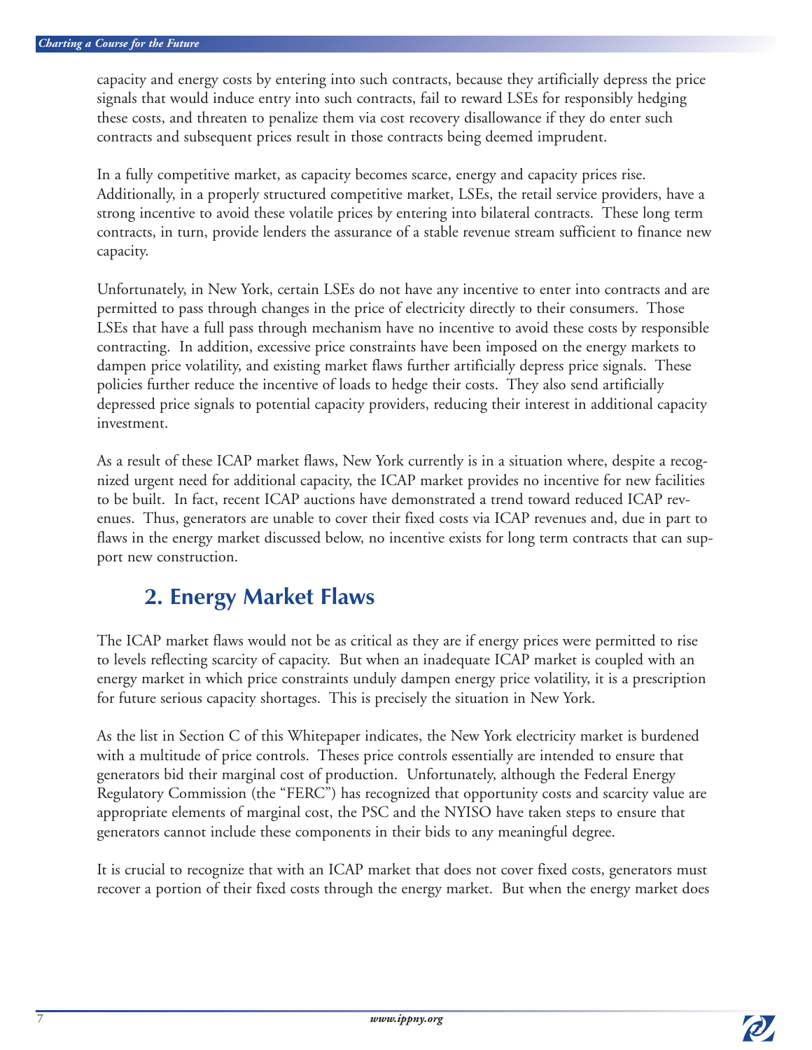capacity and energy costs by entering into such contracts, because they artificially depress the price signals that would induce entry into such contracts, fail to reward LSEs for responsibly hedging these costs, and threaten to penalize them via cost recovery disallowance if they do enter such contracts and subsequent prices result in those contracts being deemed imprudent.

In a fully competitive market, as capacity becomes scarce, energy and capacity prices rise. Additionally, in a properly structured competitive market, LSEs, the retail service providers, have a strong incentive to avoid these volatile prices by entering into bilateral contracts. These long term contracts, in turn, provide lenders the assurance of a stable revenue stream sufficient to finance new capacity.

Unfortunately, in New York, certain LSEs do not have any incentive to enter into contracts and are permitted to pass through changes in the price of electricity directly to their consumers. Those LSEs that have a full pass through mechanism have no incentive to avoid these costs by responsible contracting. In addition, excessive price constraints have been imposed on the energy markets to dampen price volatility, and existing market flaws further artificially depress price signals. These policies further reduce the incentive of loads to hedge their costs. They also send artificially depressed price signals to potential capacity providers, reducing their interest in additional capacity investment.

As a result of these ICAP market flaws, New York currently is in a situation where, despite a recognized urgent need for additional capacity, the ICAP market provides no incentive for new facilities to be built. In fact, recent ICAP auctions have demonstrated a trend toward reduced ICAP revenues. Thus, generators are unable to cover their fixed costs via ICAP revenues and, due in part to flaws in the energy market discussed below, no incentive exists for long term contracts that can support new construction.

## 2. Energy Market Flaws

The ICAP market flaws would not be as critical as they are if energy prices were permitted to rise to levels reflecting scarcity of capacity. But when an inadequate ICAP market is coupled with an energy market in which price constraints unduly dampen energy price volatility, it is a prescription for future serious capacity shortages. This is precisely the situation in New York.

As the list in Section C of this Whitepaper indicates, the New York electricity market is burdened with a multitude of price controls. Theses price controls essentially are intended to ensure that generators bid their marginal cost of production. Unfortunately, although the Federal Energy Regulatory Commission (the "FERC") has recognized that opportunity costs and scarcity value are appropriate elements of marginal cost, the PSC and the NYISO have taken steps to ensure that generators cannot include these components in their bids to any meaningful degree.

It is crucial to recognize that with an ICAP market that does not cover fixed costs, generators must recover a portion of their fixed costs through the energy market. But when the energy market does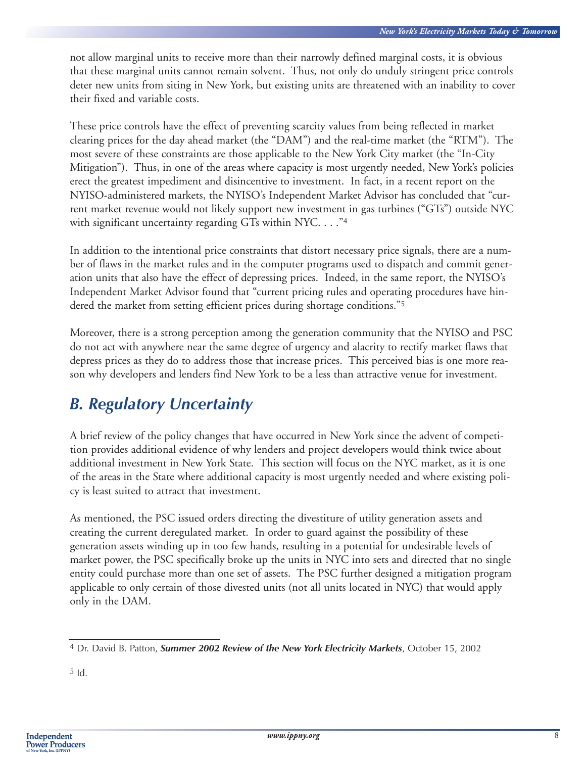not allow marginal units to receive more than their narrowly defined marginal costs, it is obvious that these marginal units cannot remain solvent. Thus, not only do unduly stringent price controls deter new units from siting in New York, but existing units are threatened with an inability to cover their fixed and variable costs.

These price controls have the effect of preventing scarcity values from being reflected in market clearing prices for the day ahead market (the "DAM") and the real-time market (the "RTM"). The most severe of these constraints are those applicable to the New York City market (the "In-City Mitigation"). Thus, in one of the areas where capacity is most urgently needed, New York's policies erect the greatest impediment and disincentive to investment. In fact, in a recent report on the NYISO-administered markets, the NYISO's Independent Market Advisor has concluded that "current market revenue would not likely support new investment in gas turbines ("GTs") outside NYC with significant uncertainty regarding GTs within NYC. . . ."[4]

In addition to the intentional price constraints that distort necessary price signals, there are a number of flaws in the market rules and in the computer programs used to dispatch and commit generation units that also have the effect of depressing prices. Indeed, in the same report, the NYISO's Independent Market Advisor found that "current pricing rules and operating procedures have hindered the market from setting efficient prices during shortage conditions."[5]

Moreover, there is a strong perception among the generation community that the NYISO and PSC do not act with anywhere near the same degree of urgency and alacrity to rectify market flaws that depress prices as they do to address those that increase prices. This perceived bias is one more reason why developers and lenders find New York to be a less than attractive venue for investment.

## B. Regulatory Uncertainty

A brief review of the policy changes that have occurred in New York since the advent of competition provides additional evidence of why lenders and project developers would think twice about additional investment in New York State. This section will focus on the NYC market, as it is one of the areas in the State where additional capacity is most urgently needed and where existing policy is least suited to attract that investment.

As mentioned, the PSC issued orders directing the divestiture of utility generation assets and creating the current deregulated market. In order to guard against the possibility of these generation assets winding up in too few hands, resulting in a potential for undesirable levels of market power, the PSC specifically broke up the units in NYC into sets and directed that no single entity could purchase more than one set of assets. The PSC further designed a mitigation program applicable to only certain of those divested units (not all units located in NYC) that would apply only in the DAM.

---

[4] Dr. David B. Patton, ***Summer 2002 Review of the New York Electricity Markets***, October 15, 2002

[5] Id.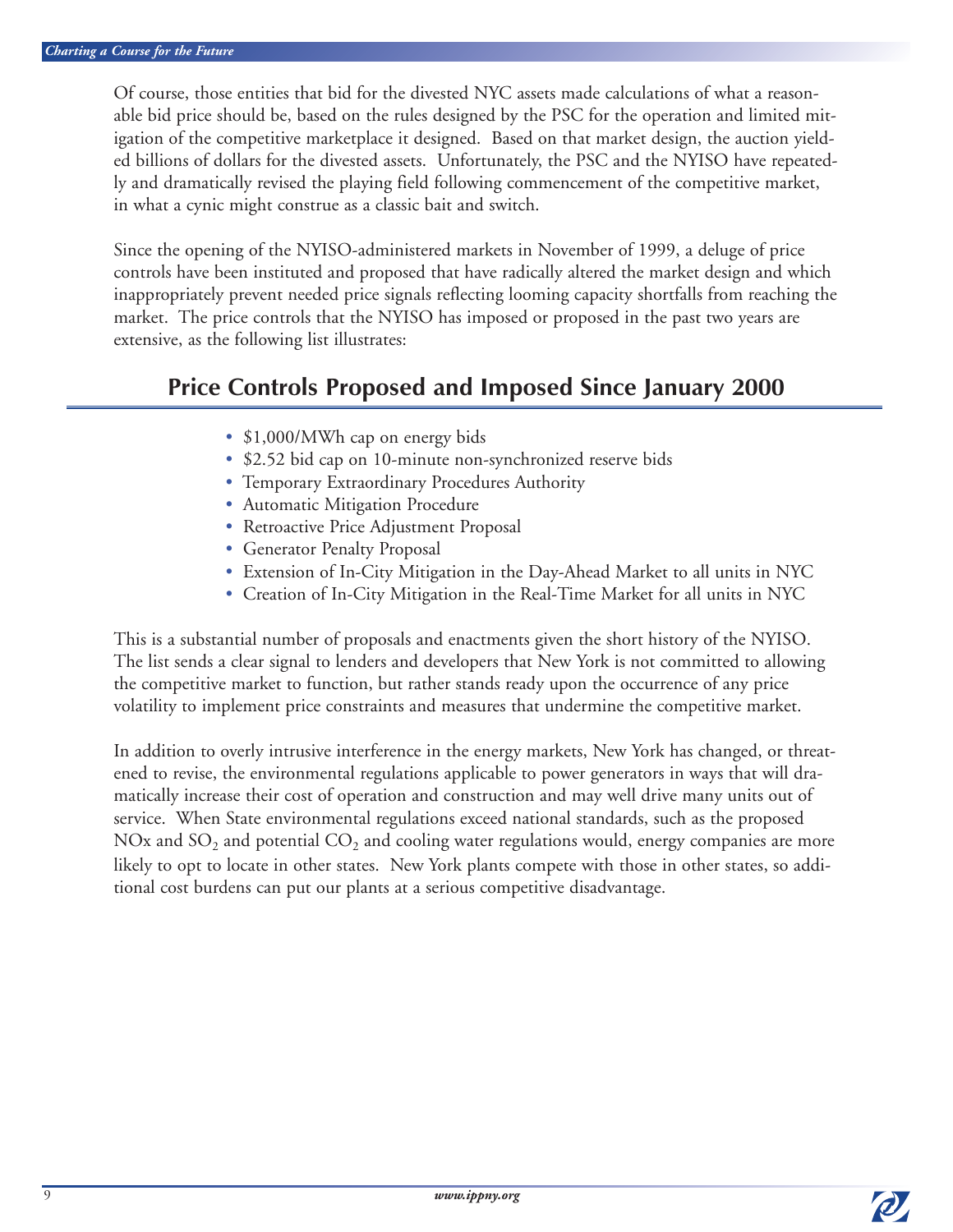Of course, those entities that bid for the divested NYC assets made calculations of what a reasonable bid price should be, based on the rules designed by the PSC for the operation and limited mitigation of the competitive marketplace it designed. Based on that market design, the auction yielded billions of dollars for the divested assets. Unfortunately, the PSC and the NYISO have repeatedly and dramatically revised the playing field following commencement of the competitive market, in what a cynic might construe as a classic bait and switch.

Since the opening of the NYISO-administered markets in November of 1999, a deluge of price controls have been instituted and proposed that have radically altered the market design and which inappropriately prevent needed price signals reflecting looming capacity shortfalls from reaching the market. The price controls that the NYISO has imposed or proposed in the past two years are extensive, as the following list illustrates:

## Price Controls Proposed and Imposed Since January 2000

- $1,000/MWh cap on energy bids
- $2.52 bid cap on 10-minute non-synchronized reserve bids
- Temporary Extraordinary Procedures Authority
- Automatic Mitigation Procedure
- Retroactive Price Adjustment Proposal
- Generator Penalty Proposal
- Extension of In-City Mitigation in the Day-Ahead Market to all units in NYC
- Creation of In-City Mitigation in the Real-Time Market for all units in NYC

This is a substantial number of proposals and enactments given the short history of the NYISO. The list sends a clear signal to lenders and developers that New York is not committed to allowing the competitive market to function, but rather stands ready upon the occurrence of any price volatility to implement price constraints and measures that undermine the competitive market.

In addition to overly intrusive interference in the energy markets, New York has changed, or threatened to revise, the environmental regulations applicable to power generators in ways that will dramatically increase their cost of operation and construction and may well drive many units out of service. When State environmental regulations exceed national standards, such as the proposed NOx and $SO_2$ and potential $CO_2$ and cooling water regulations would, energy companies are more likely to opt to locate in other states. New York plants compete with those in other states, so additional cost burdens can put our plants at a serious competitive disadvantage.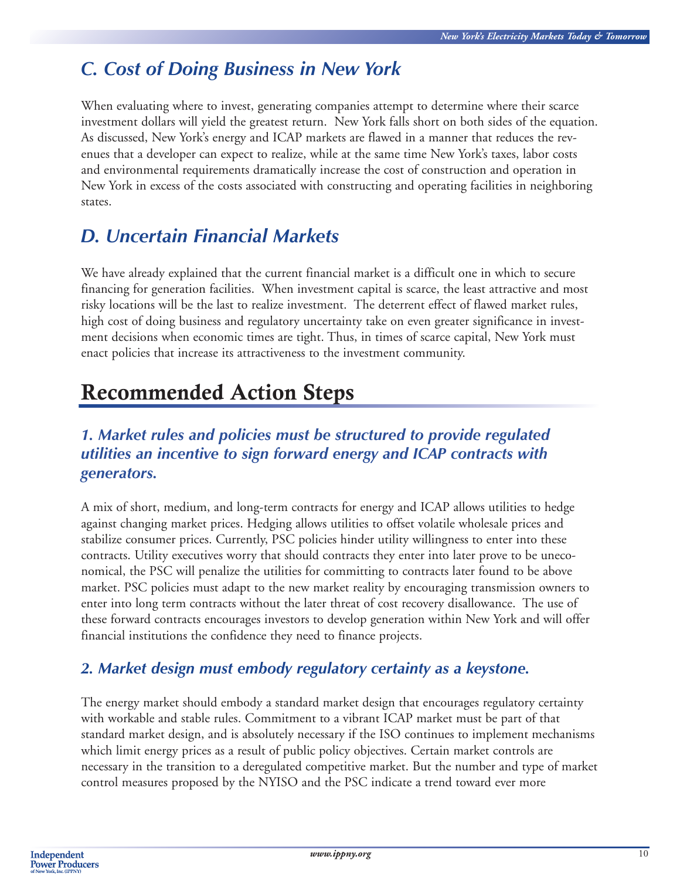## C. Cost of Doing Business in New York

When evaluating where to invest, generating companies attempt to determine where their scarce investment dollars will yield the greatest return. New York falls short on both sides of the equation. As discussed, New York's energy and ICAP markets are flawed in a manner that reduces the revenues that a developer can expect to realize, while at the same time New York's taxes, labor costs and environmental requirements dramatically increase the cost of construction and operation in New York in excess of the costs associated with constructing and operating facilities in neighboring states.

## D. Uncertain Financial Markets

We have already explained that the current financial market is a difficult one in which to secure financing for generation facilities. When investment capital is scarce, the least attractive and most risky locations will be the last to realize investment. The deterrent effect of flawed market rules, high cost of doing business and regulatory uncertainty take on even greater significance in investment decisions when economic times are tight. Thus, in times of scarce capital, New York must enact policies that increase its attractiveness to the investment community.

# Recommended Action Steps

### 1. Market rules and policies must be structured to provide regulated utilities an incentive to sign forward energy and ICAP contracts with generators.

A mix of short, medium, and long-term contracts for energy and ICAP allows utilities to hedge against changing market prices. Hedging allows utilities to offset volatile wholesale prices and stabilize consumer prices. Currently, PSC policies hinder utility willingness to enter into these contracts. Utility executives worry that should contracts they enter into later prove to be uneconomical, the PSC will penalize the utilities for committing to contracts later found to be above market. PSC policies must adapt to the new market reality by encouraging transmission owners to enter into long term contracts without the later threat of cost recovery disallowance. The use of these forward contracts encourages investors to develop generation within New York and will offer financial institutions the confidence they need to finance projects.

### 2. Market design must embody regulatory certainty as a keystone.

The energy market should embody a standard market design that encourages regulatory certainty with workable and stable rules. Commitment to a vibrant ICAP market must be part of that standard market design, and is absolutely necessary if the ISO continues to implement mechanisms which limit energy prices as a result of public policy objectives. Certain market controls are necessary in the transition to a deregulated competitive market. But the number and type of market control measures proposed by the NYISO and the PSC indicate a trend toward ever more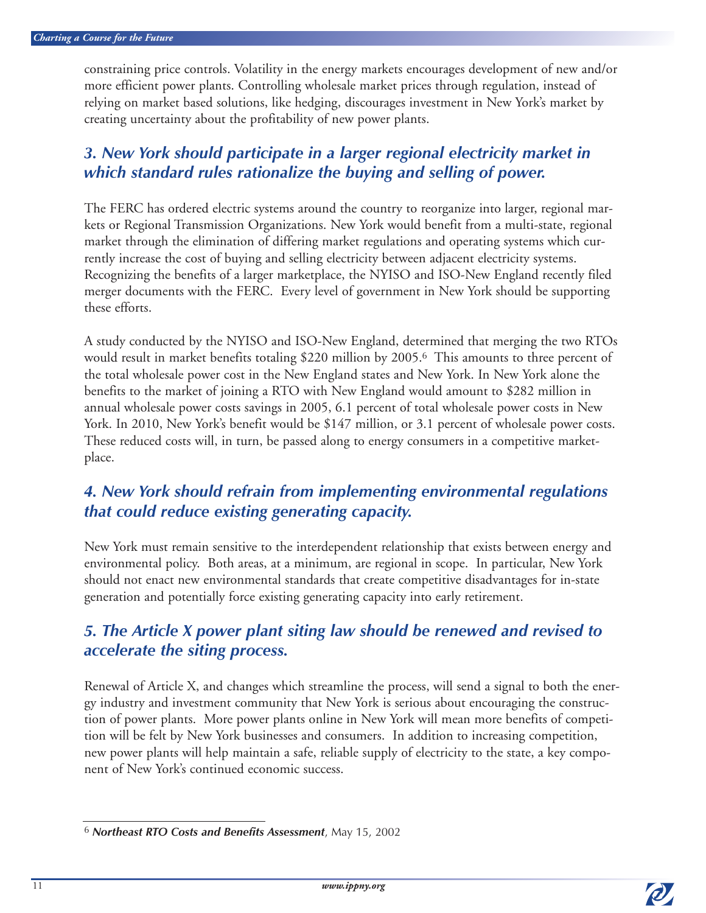constraining price controls. Volatility in the energy markets encourages development of new and/or more efficient power plants. Controlling wholesale market prices through regulation, instead of relying on market based solutions, like hedging, discourages investment in New York's market by creating uncertainty about the profitability of new power plants.

### *3. New York should participate in a larger regional electricity market in which standard rules rationalize the buying and selling of power.*

The FERC has ordered electric systems around the country to reorganize into larger, regional markets or Regional Transmission Organizations. New York would benefit from a multi-state, regional market through the elimination of differing market regulations and operating systems which currently increase the cost of buying and selling electricity between adjacent electricity systems. Recognizing the benefits of a larger marketplace, the NYISO and ISO-New England recently filed merger documents with the FERC. Every level of government in New York should be supporting these efforts.

A study conducted by the NYISO and ISO-New England, determined that merging the two RTOs would result in market benefits totaling $220 million by 2005.[6] This amounts to three percent of the total wholesale power cost in the New England states and New York. In New York alone the benefits to the market of joining a RTO with New England would amount to $282 million in annual wholesale power costs savings in 2005, 6.1 percent of total wholesale power costs in New York. In 2010, New York's benefit would be $147 million, or 3.1 percent of wholesale power costs. These reduced costs will, in turn, be passed along to energy consumers in a competitive marketplace.

### *4. New York should refrain from implementing environmental regulations that could reduce existing generating capacity.*

New York must remain sensitive to the interdependent relationship that exists between energy and environmental policy. Both areas, at a minimum, are regional in scope. In particular, New York should not enact new environmental standards that create competitive disadvantages for in-state generation and potentially force existing generating capacity into early retirement.

### *5. The Article X power plant siting law should be renewed and revised to accelerate the siting process.*

Renewal of Article X, and changes which streamline the process, will send a signal to both the energy industry and investment community that New York is serious about encouraging the construction of power plants. More power plants online in New York will mean more benefits of competition will be felt by New York businesses and consumers. In addition to increasing competition, new power plants will help maintain a safe, reliable supply of electricity to the state, a key component of New York's continued economic success.

---

[6] ***Northeast RTO Costs and Benefits Assessment***, May 15, 2002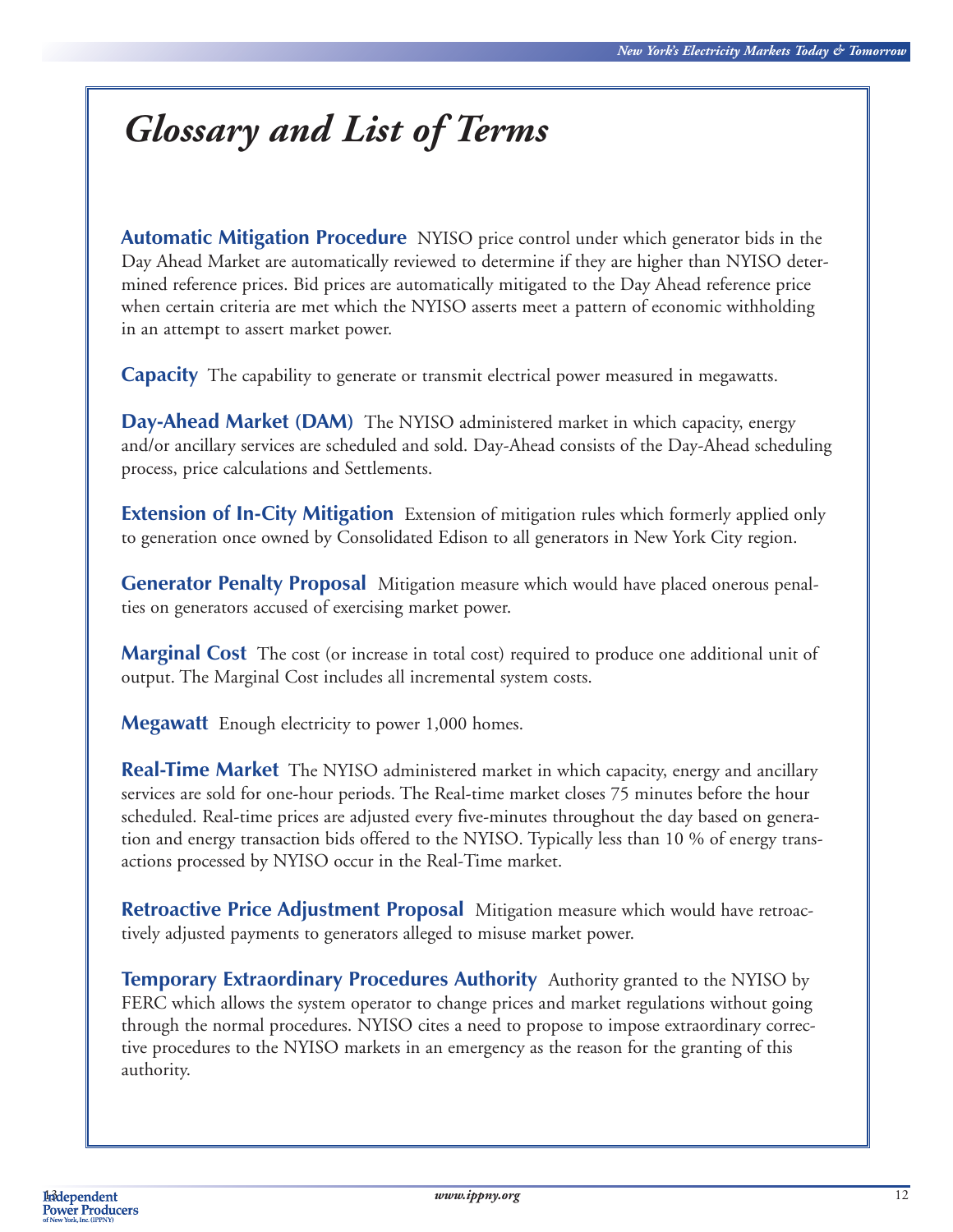# Glossary and List of Terms

**Automatic Mitigation Procedure** NYISO price control under which generator bids in the Day Ahead Market are automatically reviewed to determine if they are higher than NYISO determined reference prices. Bid prices are automatically mitigated to the Day Ahead reference price when certain criteria are met which the NYISO asserts meet a pattern of economic withholding in an attempt to assert market power.

**Capacity** The capability to generate or transmit electrical power measured in megawatts.

**Day-Ahead Market (DAM)** The NYISO administered market in which capacity, energy and/or ancillary services are scheduled and sold. Day-Ahead consists of the Day-Ahead scheduling process, price calculations and Settlements.

**Extension of In-City Mitigation** Extension of mitigation rules which formerly applied only to generation once owned by Consolidated Edison to all generators in New York City region.

**Generator Penalty Proposal** Mitigation measure which would have placed onerous penalties on generators accused of exercising market power.

**Marginal Cost** The cost (or increase in total cost) required to produce one additional unit of output. The Marginal Cost includes all incremental system costs.

**Megawatt** Enough electricity to power 1,000 homes.

**Real-Time Market** The NYISO administered market in which capacity, energy and ancillary services are sold for one-hour periods. The Real-time market closes 75 minutes before the hour scheduled. Real-time prices are adjusted every five-minutes throughout the day based on generation and energy transaction bids offered to the NYISO. Typically less than 10 % of energy transactions processed by NYISO occur in the Real-Time market.

**Retroactive Price Adjustment Proposal** Mitigation measure which would have retroactively adjusted payments to generators alleged to misuse market power.

**Temporary Extraordinary Procedures Authority** Authority granted to the NYISO by FERC which allows the system operator to change prices and market regulations without going through the normal procedures. NYISO cites a need to propose to impose extraordinary corrective procedures to the NYISO markets in an emergency as the reason for the granting of this authority.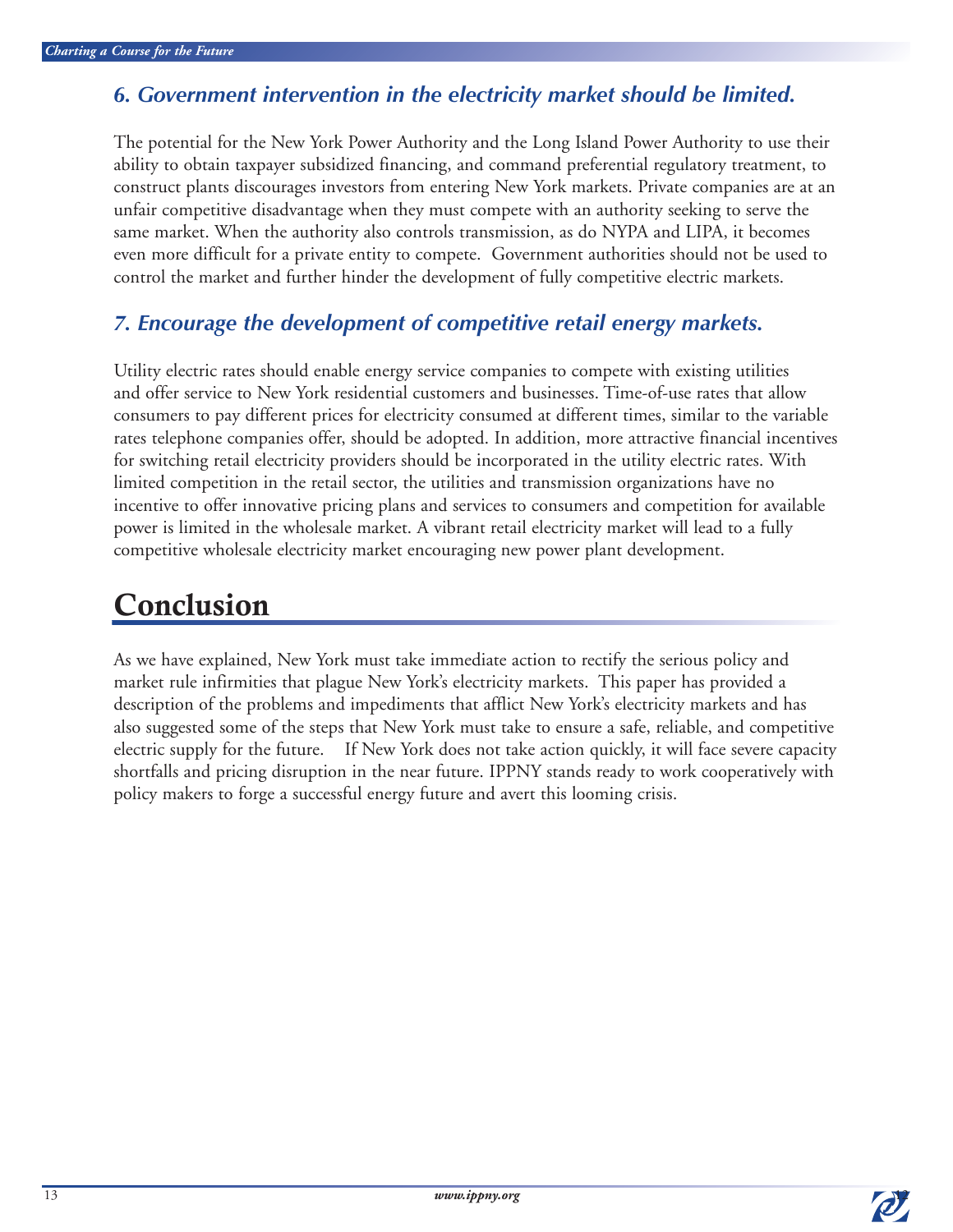### *6. Government intervention in the electricity market should be limited.*

The potential for the New York Power Authority and the Long Island Power Authority to use their ability to obtain taxpayer subsidized financing, and command preferential regulatory treatment, to construct plants discourages investors from entering New York markets. Private companies are at an unfair competitive disadvantage when they must compete with an authority seeking to serve the same market. When the authority also controls transmission, as do NYPA and LIPA, it becomes even more difficult for a private entity to compete. Government authorities should not be used to control the market and further hinder the development of fully competitive electric markets.

### *7. Encourage the development of competitive retail energy markets.*

Utility electric rates should enable energy service companies to compete with existing utilities and offer service to New York residential customers and businesses. Time-of-use rates that allow consumers to pay different prices for electricity consumed at different times, similar to the variable rates telephone companies offer, should be adopted. In addition, more attractive financial incentives for switching retail electricity providers should be incorporated in the utility electric rates. With limited competition in the retail sector, the utilities and transmission organizations have no incentive to offer innovative pricing plans and services to consumers and competition for available power is limited in the wholesale market. A vibrant retail electricity market will lead to a fully competitive wholesale electricity market encouraging new power plant development.

# Conclusion

As we have explained, New York must take immediate action to rectify the serious policy and market rule infirmities that plague New York's electricity markets. This paper has provided a description of the problems and impediments that afflict New York's electricity markets and has also suggested some of the steps that New York must take to ensure a safe, reliable, and competitive electric supply for the future. If New York does not take action quickly, it will face severe capacity shortfalls and pricing disruption in the near future. IPPNY stands ready to work cooperatively with policy makers to forge a successful energy future and avert this looming crisis.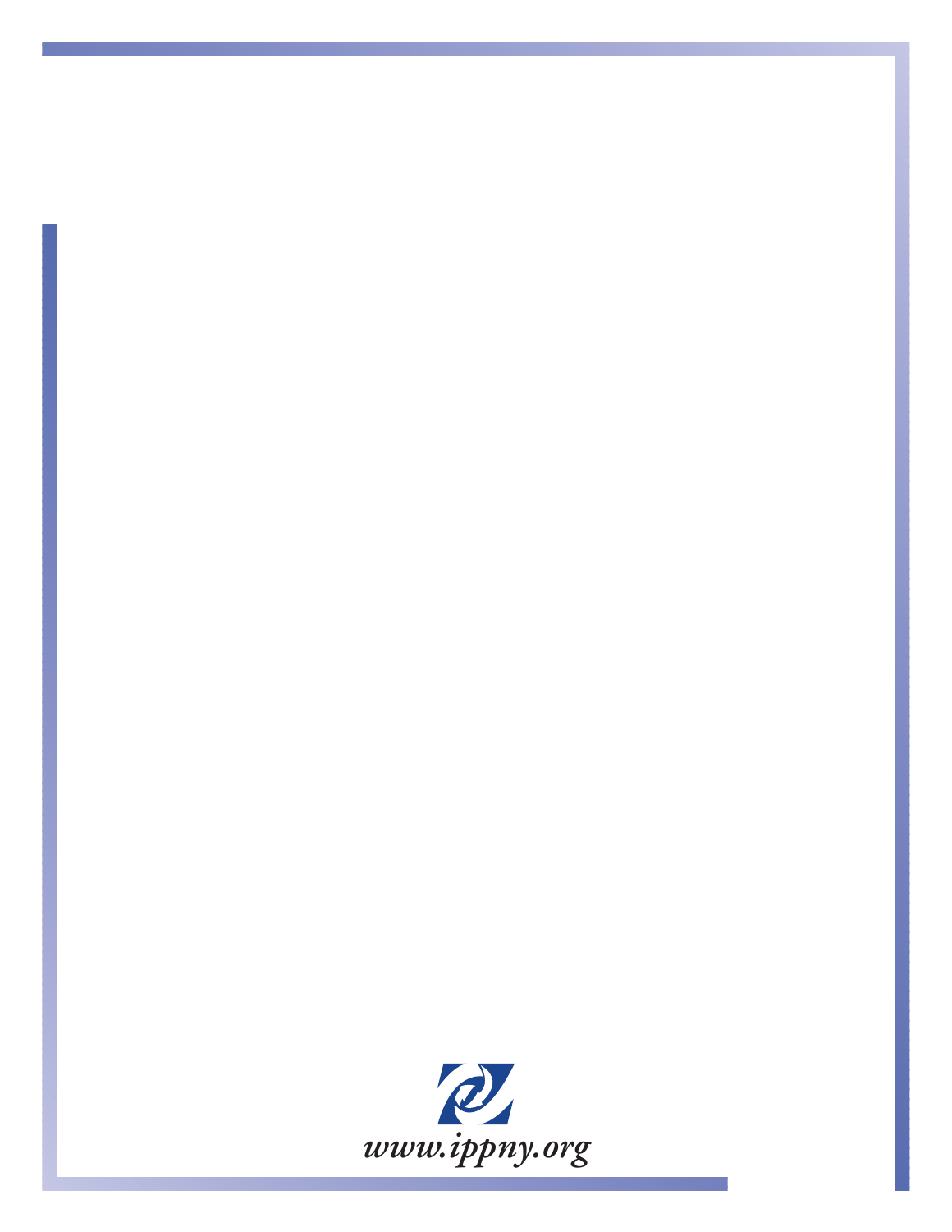www.ippny.org